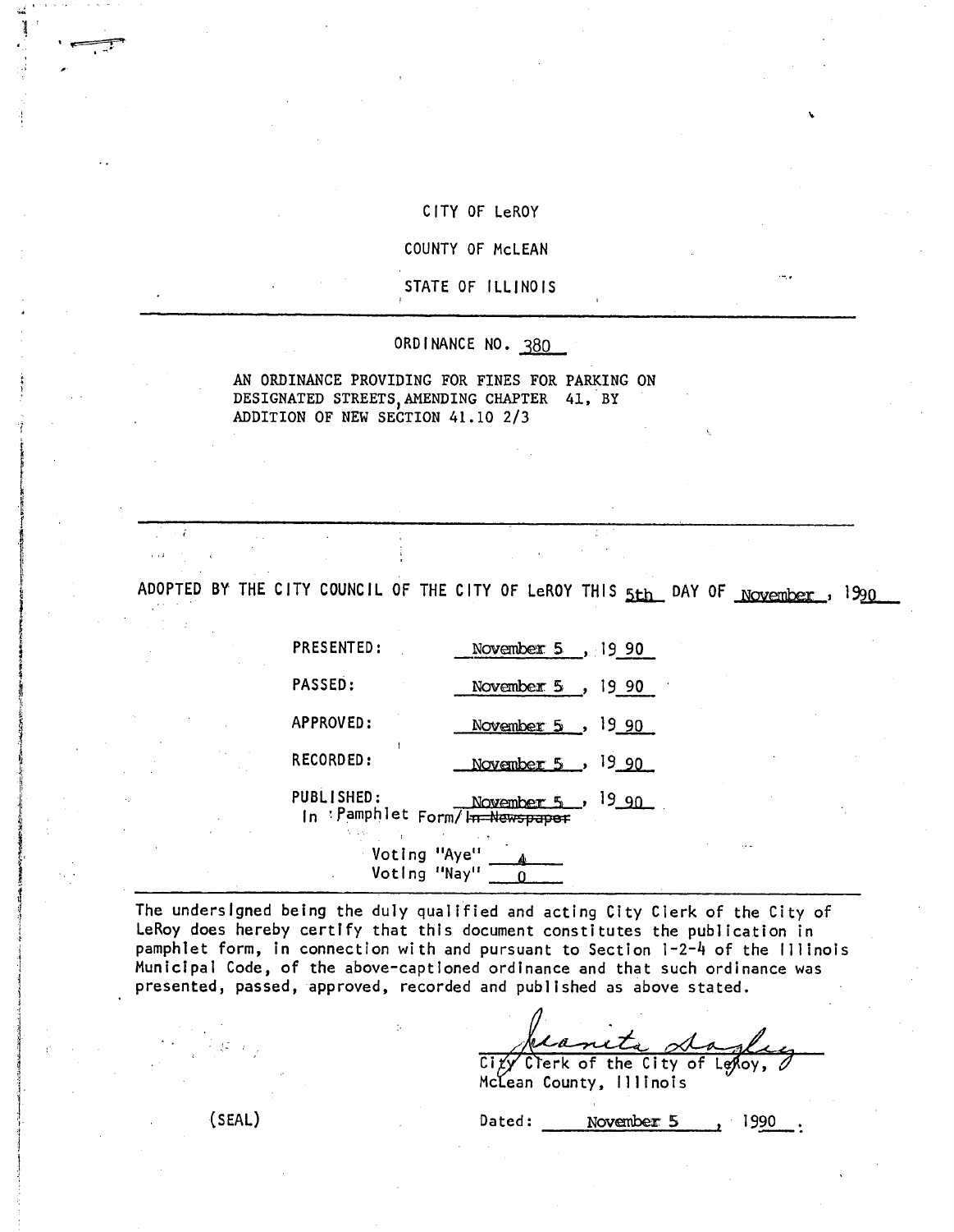CITY OF LeROY

COUNTY OF McLEAN

STATE OF ILLINOIS

---

ORDINANCE NO. 380

AN ORDINANCE PROVIDING FOR FINES FOR PARKING ON DESIGNATED STREETS, AMENDING CHAPTER 41, BY ADDITION OF NEW SECTION 41.10 2/3

---

ADOPTED BY THE CITY COUNCIL OF THE CITY OF LeROY THIS 5th DAY OF November, 1990

PRESENTED: November 5, 1990

PASSED: November 5, 1990

APPROVED: November 5, 1990

RECORDED: November 5, 1990

PUBLISHED: November 5, 1990
In Pamphlet Form/~~In Newspaper~~

Voting "Aye" 4
Voting "Nay" 0

---

The undersigned being the duly qualified and acting City Clerk of the City of LeRoy does hereby certify that this document constitutes the publication in pamphlet form, in connection with and pursuant to Section 1-2-4 of the Illinois Municipal Code, of the above-captioned ordinance and that such ordinance was presented, passed, approved, recorded and published as above stated.

Juanita Dagley
City Clerk of the City of LeRoy,
McLean County, Illinois

(SEAL)

Dated: November 5, 1990.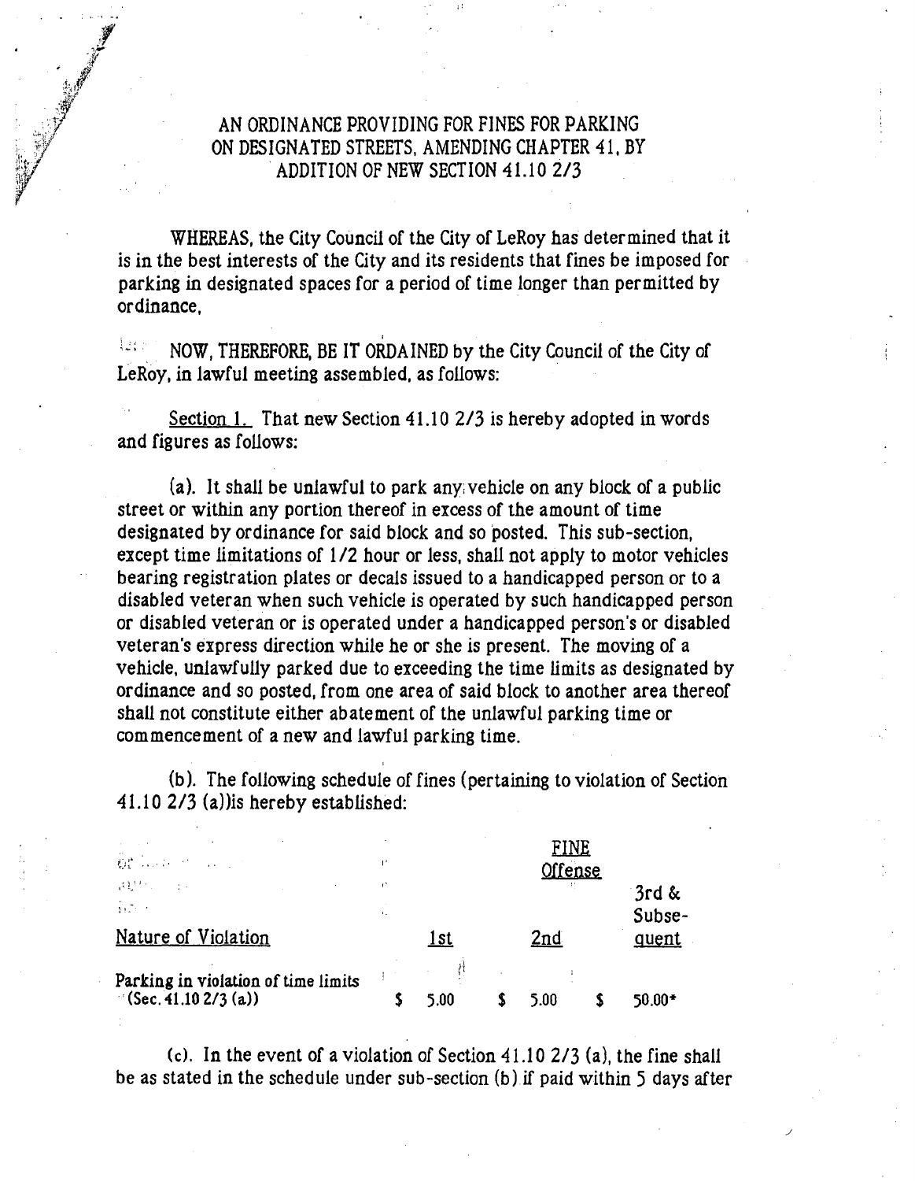# AN ORDINANCE PROVIDING FOR FINES FOR PARKING ON DESIGNATED STREETS, AMENDING CHAPTER 41, BY ADDITION OF NEW SECTION 41.10 2/3

WHEREAS, the City Council of the City of LeRoy has determined that it is in the best interests of the City and its residents that fines be imposed for parking in designated spaces for a period of time longer than permitted by ordinance,

NOW, THEREFORE, BE IT ORDAINED by the City Council of the City of LeRoy, in lawful meeting assembled, as follows:

<u>Section 1.</u> That new Section 41.10 2/3 is hereby adopted in words and figures as follows:

(a). It shall be unlawful to park any vehicle on any block of a public street or within any portion thereof in excess of the amount of time designated by ordinance for said block and so posted. This sub-section, except time limitations of 1/2 hour or less, shall not apply to motor vehicles bearing registration plates or decals issued to a handicapped person or to a disabled veteran when such vehicle is operated by such handicapped person or disabled veteran or is operated under a handicapped person's or disabled veteran's express direction while he or she is present. The moving of a vehicle, unlawfully parked due to exceeding the time limits as designated by ordinance and so posted, from one area of said block to another area thereof shall not constitute either abatement of the unlawful parking time or commencement of a new and lawful parking time.

(b). The following schedule of fines (pertaining to violation of Section 41.10 2/3 (a))is hereby established:

| | FINE Offense | | |
|---|---|---|---|
| Nature of Violation | 1st | 2nd | 3rd & Subse-quent |
| Parking in violation of time limits (Sec. 41.10 2/3 (a)) | $ 5.00 | $ 5.00 | $ 50.00* |

(c). In the event of a violation of Section 41.10 2/3 (a), the fine shall be as stated in the schedule under sub-section (b) if paid within 5 days after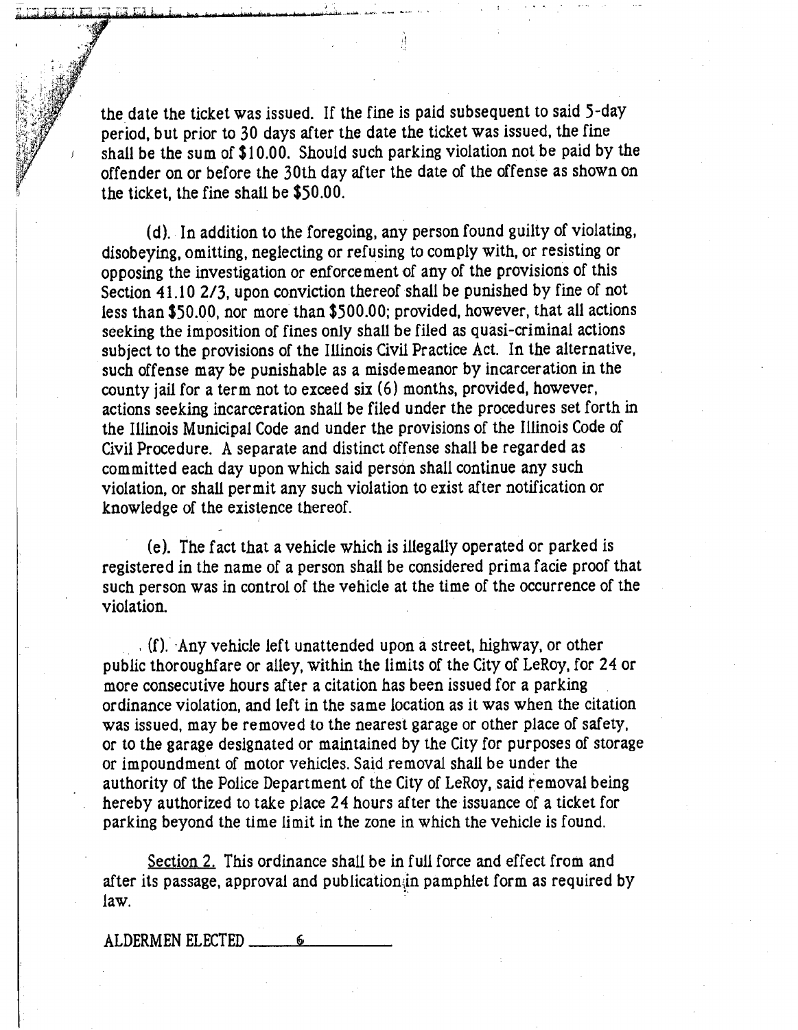the date the ticket was issued. If the fine is paid subsequent to said 5-day period, but prior to 30 days after the date the ticket was issued, the fine shall be the sum of $10.00. Should such parking violation not be paid by the offender on or before the 30th day after the date of the offense as shown on the ticket, the fine shall be $50.00.

(d). In addition to the foregoing, any person found guilty of violating, disobeying, omitting, neglecting or refusing to comply with, or resisting or opposing the investigation or enforcement of any of the provisions of this Section 41.10 2/3, upon conviction thereof shall be punished by fine of not less than $50.00, nor more than $500.00; provided, however, that all actions seeking the imposition of fines only shall be filed as quasi-criminal actions subject to the provisions of the Illinois Civil Practice Act. In the alternative, such offense may be punishable as a misdemeanor by incarceration in the county jail for a term not to exceed six (6) months, provided, however, actions seeking incarceration shall be filed under the procedures set forth in the Illinois Municipal Code and under the provisions of the Illinois Code of Civil Procedure. A separate and distinct offense shall be regarded as committed each day upon which said person shall continue any such violation, or shall permit any such violation to exist after notification or knowledge of the existence thereof.

(e). The fact that a vehicle which is illegally operated or parked is registered in the name of a person shall be considered prima facie proof that such person was in control of the vehicle at the time of the occurrence of the violation.

(f). Any vehicle left unattended upon a street, highway, or other public thoroughfare or alley, within the limits of the City of LeRoy, for 24 or more consecutive hours after a citation has been issued for a parking ordinance violation, and left in the same location as it was when the citation was issued, may be removed to the nearest garage or other place of safety, or to the garage designated or maintained by the City for purposes of storage or impoundment of motor vehicles. Said removal shall be under the authority of the Police Department of the City of LeRoy, said removal being hereby authorized to take place 24 hours after the issuance of a ticket for parking beyond the time limit in the zone in which the vehicle is found.

Section 2. This ordinance shall be in full force and effect from and after its passage, approval and publication in pamphlet form as required by law.

ALDERMEN ELECTED 6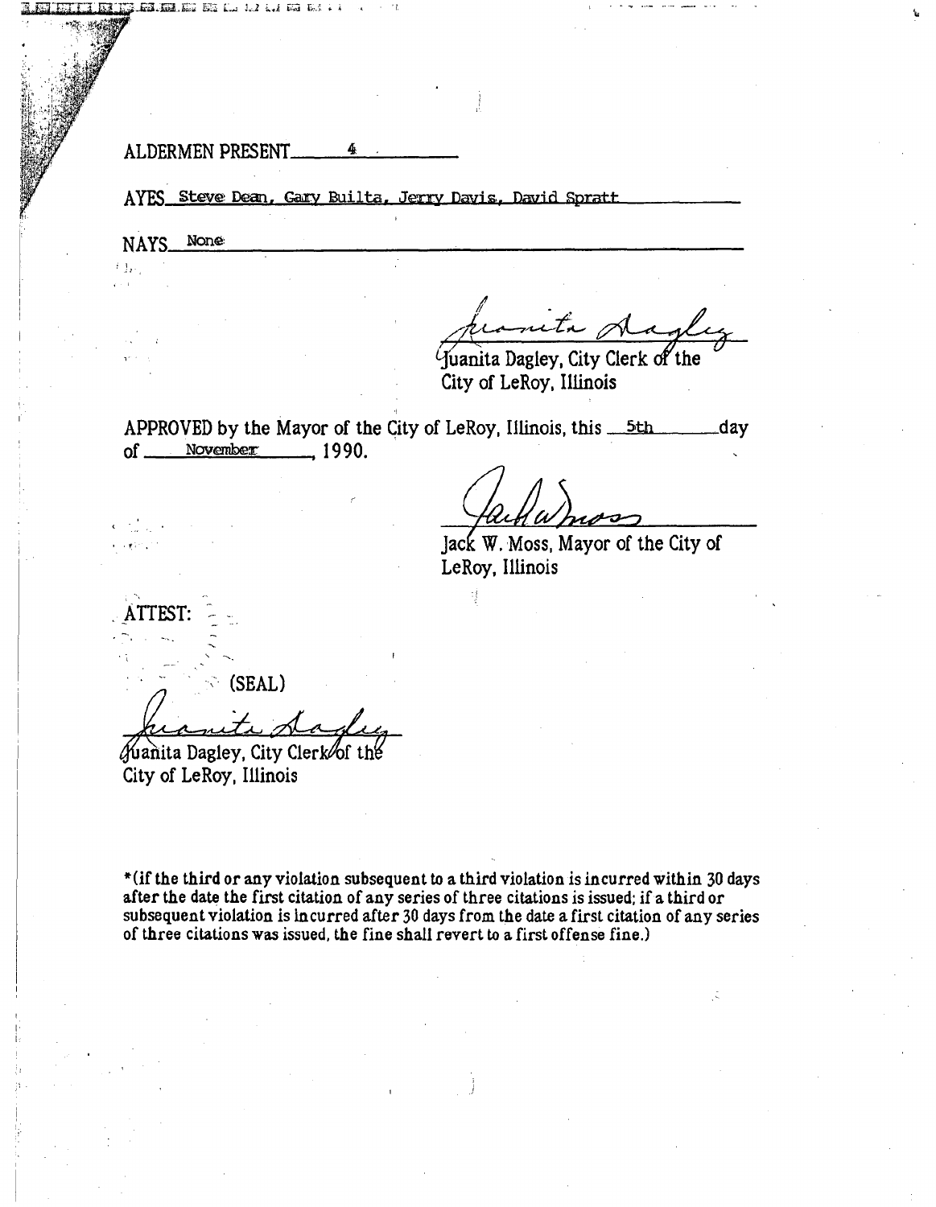ALDERMEN PRESENT 4

AYES Steve Dean, Gary Builta, Jerry Davis, David Spratt

NAYS None

Juanita Dagley, City Clerk of the
City of LeRoy, Illinois

APPROVED by the Mayor of the City of LeRoy, Illinois, this 5th day of November, 1990.

Jack W. Moss, Mayor of the City of
LeRoy, Illinois

ATTEST:

(SEAL)

Juanita Dagley, City Clerk of the
City of LeRoy, Illinois

*(if the third or any violation subsequent to a third violation is incurred within 30 days after the date the first citation of any series of three citations is issued; if a third or subsequent violation is incurred after 30 days from the date a first citation of any series of three citations was issued, the fine shall revert to a first offense fine.)